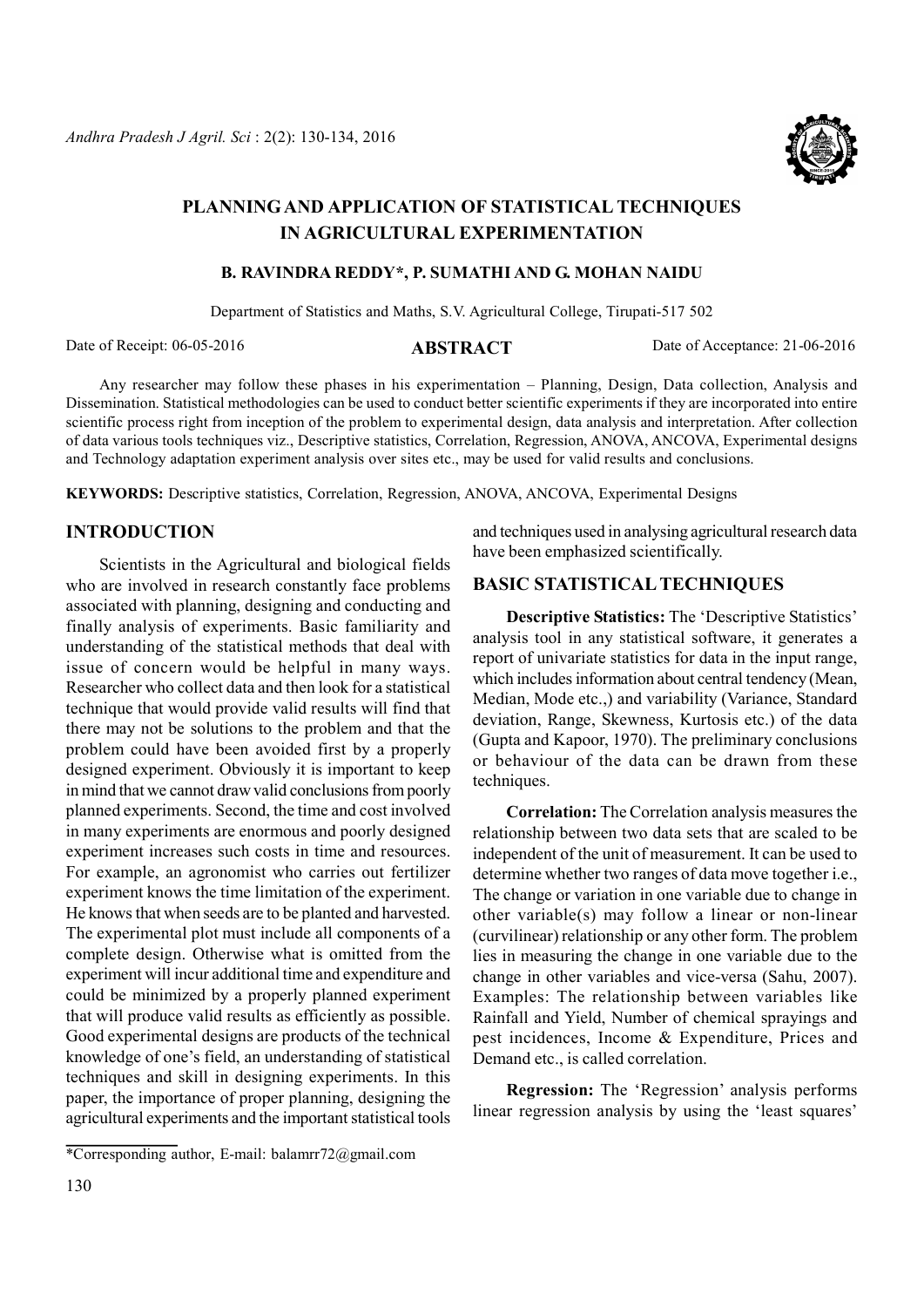# PLANNING AND APPLICATION OF STATISTICAL TECHNIQUES IN AGRICULTURAL EXPERIMENTATION

**B. RAVINDRA REDDY*, P. SUMATHI AND G. MOHAN NAIDU**

Department of Statistics and Maths, S.V. Agricultural College, Tirupati-517 502

Date of Receipt: 06-05-2016 Date of Acceptance: 21-06-2016

## ABSTRACT

Any researcher may follow these phases in his experimentation – Planning, Design, Data collection, Analysis and Dissemination. Statistical methodologies can be used to conduct better scientific experiments if they are incorporated into entire scientific process right from inception of the problem to experimental design, data analysis and interpretation. After collection of data various tools techniques viz., Descriptive statistics, Correlation, Regression, ANOVA, ANCOVA, Experimental designs and Technology adaptation experiment analysis over sites etc., may be used for valid results and conclusions.

**KEYWORDS:** Descriptive statistics, Correlation, Regression, ANOVA, ANCOVA, Experimental Designs

## INTRODUCTION

Scientists in the Agricultural and biological fields who are involved in research constantly face problems associated with planning, designing and conducting and finally analysis of experiments. Basic familiarity and understanding of the statistical methods that deal with issue of concern would be helpful in many ways. Researcher who collect data and then look for a statistical technique that would provide valid results will find that there may not be solutions to the problem and that the problem could have been avoided first by a properly designed experiment. Obviously it is important to keep in mind that we cannot draw valid conclusions from poorly planned experiments. Second, the time and cost involved in many experiments are enormous and poorly designed experiment increases such costs in time and resources. For example, an agronomist who carries out fertilizer experiment knows the time limitation of the experiment. He knows that when seeds are to be planted and harvested. The experimental plot must include all components of a complete design. Otherwise what is omitted from the experiment will incur additional time and expenditure and could be minimized by a properly planned experiment that will produce valid results as efficiently as possible. Good experimental designs are products of the technical knowledge of one's field, an understanding of statistical techniques and skill in designing experiments. In this paper, the importance of proper planning, designing the agricultural experiments and the important statistical tools and techniques used in analysing agricultural research data have been emphasized scientifically.

## BASIC STATISTICAL TECHNIQUES

**Descriptive Statistics:** The 'Descriptive Statistics' analysis tool in any statistical software, it generates a report of univariate statistics for data in the input range, which includes information about central tendency (Mean, Median, Mode etc.,) and variability (Variance, Standard deviation, Range, Skewness, Kurtosis etc.) of the data (Gupta and Kapoor, 1970). The preliminary conclusions or behaviour of the data can be drawn from these techniques.

**Correlation:** The Correlation analysis measures the relationship between two data sets that are scaled to be independent of the unit of measurement. It can be used to determine whether two ranges of data move together i.e., The change or variation in one variable due to change in other variable(s) may follow a linear or non-linear (curvilinear) relationship or any other form. The problem lies in measuring the change in one variable due to the change in other variables and vice-versa (Sahu, 2007). Examples: The relationship between variables like Rainfall and Yield, Number of chemical sprayings and pest incidences, Income & Expenditure, Prices and Demand etc., is called correlation.

**Regression:** The 'Regression' analysis performs linear regression analysis by using the 'least squares'

*Corresponding author, E-mail: balamrr72@gmail.com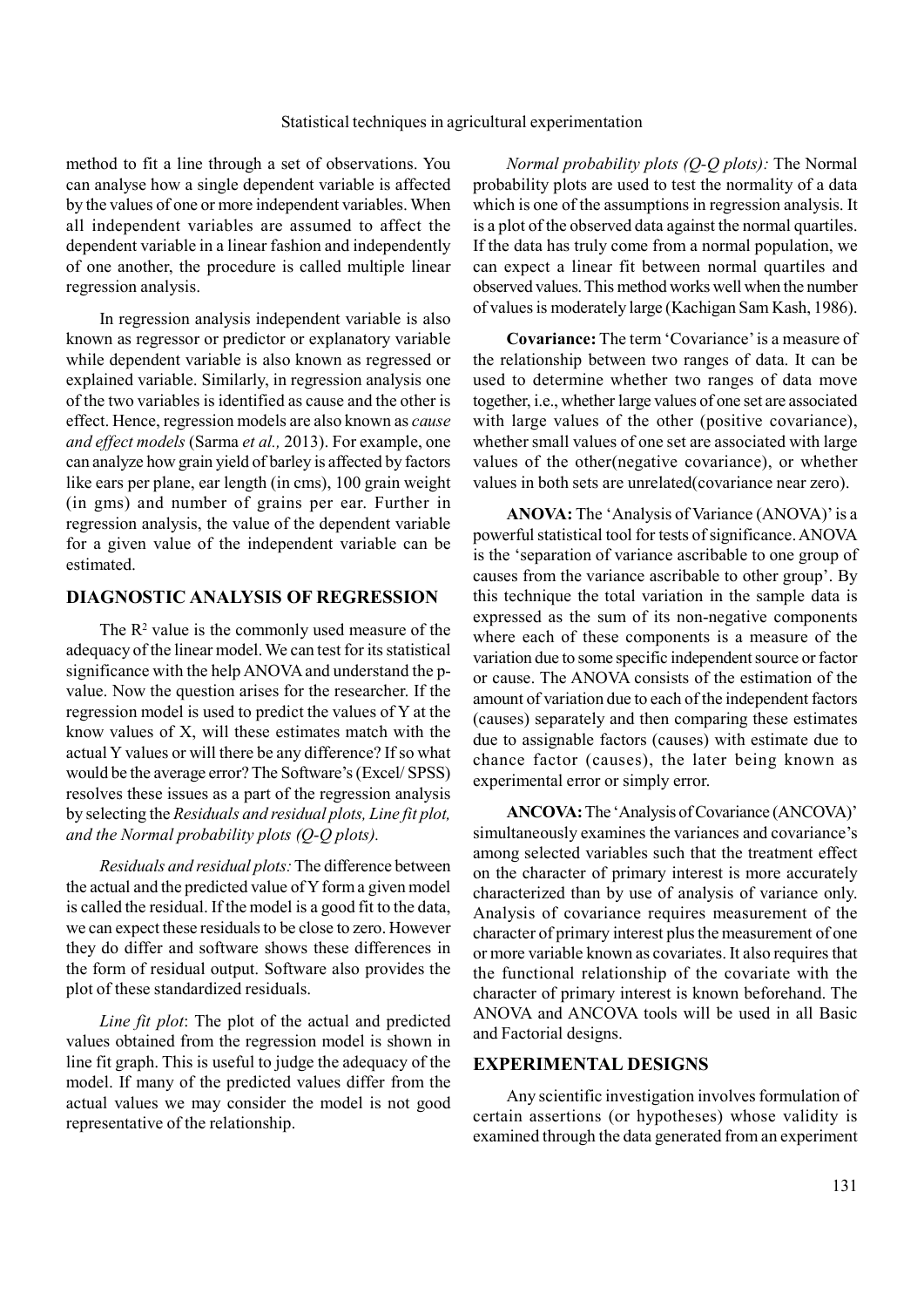method to fit a line through a set of observations. You can analyse how a single dependent variable is affected by the values of one or more independent variables. When all independent variables are assumed to affect the dependent variable in a linear fashion and independently of one another, the procedure is called multiple linear regression analysis.

In regression analysis independent variable is also known as regressor or predictor or explanatory variable while dependent variable is also known as regressed or explained variable. Similarly, in regression analysis one of the two variables is identified as cause and the other is effect. Hence, regression models are also known as *cause and effect models* (Sarma *et al.,* 2013). For example, one can analyze how grain yield of barley is affected by factors like ears per plane, ear length (in cms), 100 grain weight (in gms) and number of grains per ear. Further in regression analysis, the value of the dependent variable for a given value of the independent variable can be estimated.

## DIAGNOSTIC ANALYSIS OF REGRESSION

The $R^2$ value is the commonly used measure of the adequacy of the linear model. We can test for its statistical significance with the help ANOVA and understand the p-value. Now the question arises for the researcher. If the regression model is used to predict the values of Y at the know values of X, will these estimates match with the actual Y values or will there be any difference? If so what would be the average error? The Software's (Excel/ SPSS) resolves these issues as a part of the regression analysis by selecting the *Residuals and residual plots, Line fit plot, and the Normal probability plots (Q-Q plots).*

*Residuals and residual plots:* The difference between the actual and the predicted value of Y form a given model is called the residual. If the model is a good fit to the data, we can expect these residuals to be close to zero. However they do differ and software shows these differences in the form of residual output. Software also provides the plot of these standardized residuals.

*Line fit plot*: The plot of the actual and predicted values obtained from the regression model is shown in line fit graph. This is useful to judge the adequacy of the model. If many of the predicted values differ from the actual values we may consider the model is not good representative of the relationship.

*Normal probability plots (Q-Q plots):* The Normal probability plots are used to test the normality of a data which is one of the assumptions in regression analysis. It is a plot of the observed data against the normal quartiles. If the data has truly come from a normal population, we can expect a linear fit between normal quartiles and observed values. This method works well when the number of values is moderately large (Kachigan Sam Kash, 1986).

**Covariance:** The term 'Covariance' is a measure of the relationship between two ranges of data. It can be used to determine whether two ranges of data move together, i.e., whether large values of one set are associated with large values of the other (positive covariance), whether small values of one set are associated with large values of the other(negative covariance), or whether values in both sets are unrelated(covariance near zero).

**ANOVA:** The 'Analysis of Variance (ANOVA)' is a powerful statistical tool for tests of significance. ANOVA is the 'separation of variance ascribable to one group of causes from the variance ascribable to other group'. By this technique the total variation in the sample data is expressed as the sum of its non-negative components where each of these components is a measure of the variation due to some specific independent source or factor or cause. The ANOVA consists of the estimation of the amount of variation due to each of the independent factors (causes) separately and then comparing these estimates due to assignable factors (causes) with estimate due to chance factor (causes), the later being known as experimental error or simply error.

**ANCOVA:** The 'Analysis of Covariance (ANCOVA)' simultaneously examines the variances and covariance's among selected variables such that the treatment effect on the character of primary interest is more accurately characterized than by use of analysis of variance only. Analysis of covariance requires measurement of the character of primary interest plus the measurement of one or more variable known as covariates. It also requires that the functional relationship of the covariate with the character of primary interest is known beforehand. The ANOVA and ANCOVA tools will be used in all Basic and Factorial designs.

## EXPERIMENTAL DESIGNS

Any scientific investigation involves formulation of certain assertions (or hypotheses) whose validity is examined through the data generated from an experiment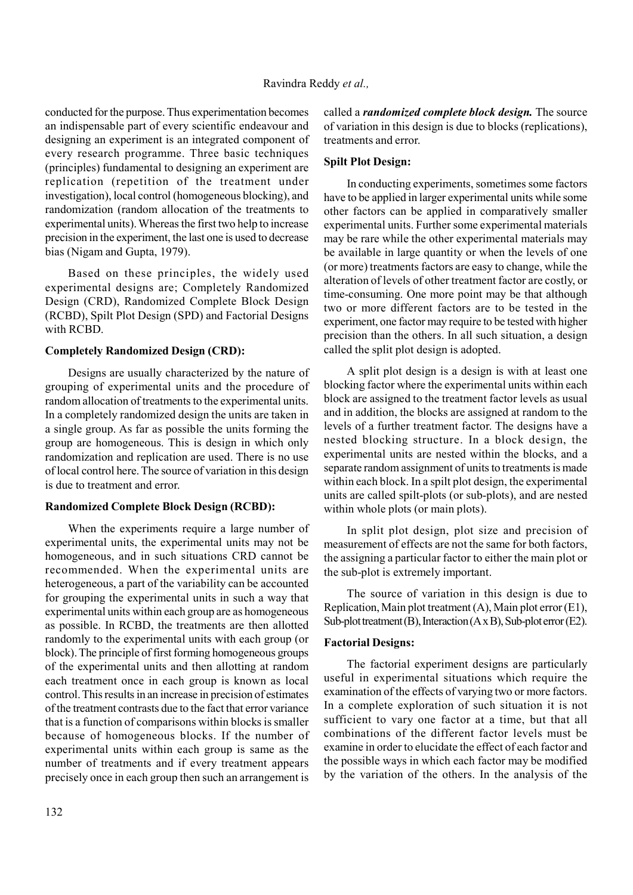conducted for the purpose. Thus experimentation becomes an indispensable part of every scientific endeavour and designing an experiment is an integrated component of every research programme. Three basic techniques (principles) fundamental to designing an experiment are replication (repetition of the treatment under investigation), local control (homogeneous blocking), and randomization (random allocation of the treatments to experimental units). Whereas the first two help to increase precision in the experiment, the last one is used to decrease bias (Nigam and Gupta, 1979).

Based on these principles, the widely used experimental designs are; Completely Randomized Design (CRD), Randomized Complete Block Design (RCBD), Spilt Plot Design (SPD) and Factorial Designs with RCBD.

**Completely Randomized Design (CRD):**

Designs are usually characterized by the nature of grouping of experimental units and the procedure of random allocation of treatments to the experimental units. In a completely randomized design the units are taken in a single group. As far as possible the units forming the group are homogeneous. This is design in which only randomization and replication are used. There is no use of local control here. The source of variation in this design is due to treatment and error.

**Randomized Complete Block Design (RCBD):**

When the experiments require a large number of experimental units, the experimental units may not be homogeneous, and in such situations CRD cannot be recommended. When the experimental units are heterogeneous, a part of the variability can be accounted for grouping the experimental units in such a way that experimental units within each group are as homogeneous as possible. In RCBD, the treatments are then allotted randomly to the experimental units with each group (or block). The principle of first forming homogeneous groups of the experimental units and then allotting at random each treatment once in each group is known as local control. This results in an increase in precision of estimates of the treatment contrasts due to the fact that error variance that is a function of comparisons within blocks is smaller because of homogeneous blocks. If the number of experimental units within each group is same as the number of treatments and if every treatment appears precisely once in each group then such an arrangement is called a ***randomized complete block design.*** The source of variation in this design is due to blocks (replications), treatments and error.

**Spilt Plot Design:**

In conducting experiments, sometimes some factors have to be applied in larger experimental units while some other factors can be applied in comparatively smaller experimental units. Further some experimental materials may be rare while the other experimental materials may be available in large quantity or when the levels of one (or more) treatments factors are easy to change, while the alteration of levels of other treatment factor are costly, or time-consuming. One more point may be that although two or more different factors are to be tested in the experiment, one factor may require to be tested with higher precision than the others. In all such situation, a design called the split plot design is adopted.

A split plot design is a design is with at least one blocking factor where the experimental units within each block are assigned to the treatment factor levels as usual and in addition, the blocks are assigned at random to the levels of a further treatment factor. The designs have a nested blocking structure. In a block design, the experimental units are nested within the blocks, and a separate random assignment of units to treatments is made within each block. In a spilt plot design, the experimental units are called spilt-plots (or sub-plots), and are nested within whole plots (or main plots).

In split plot design, plot size and precision of measurement of effects are not the same for both factors, the assigning a particular factor to either the main plot or the sub-plot is extremely important.

The source of variation in this design is due to Replication, Main plot treatment (A), Main plot error (E1), Sub-plot treatment (B), Interaction (A x B), Sub-plot error (E2).

**Factorial Designs:**

The factorial experiment designs are particularly useful in experimental situations which require the examination of the effects of varying two or more factors. In a complete exploration of such situation it is not sufficient to vary one factor at a time, but that all combinations of the different factor levels must be examine in order to elucidate the effect of each factor and the possible ways in which each factor may be modified by the variation of the others. In the analysis of the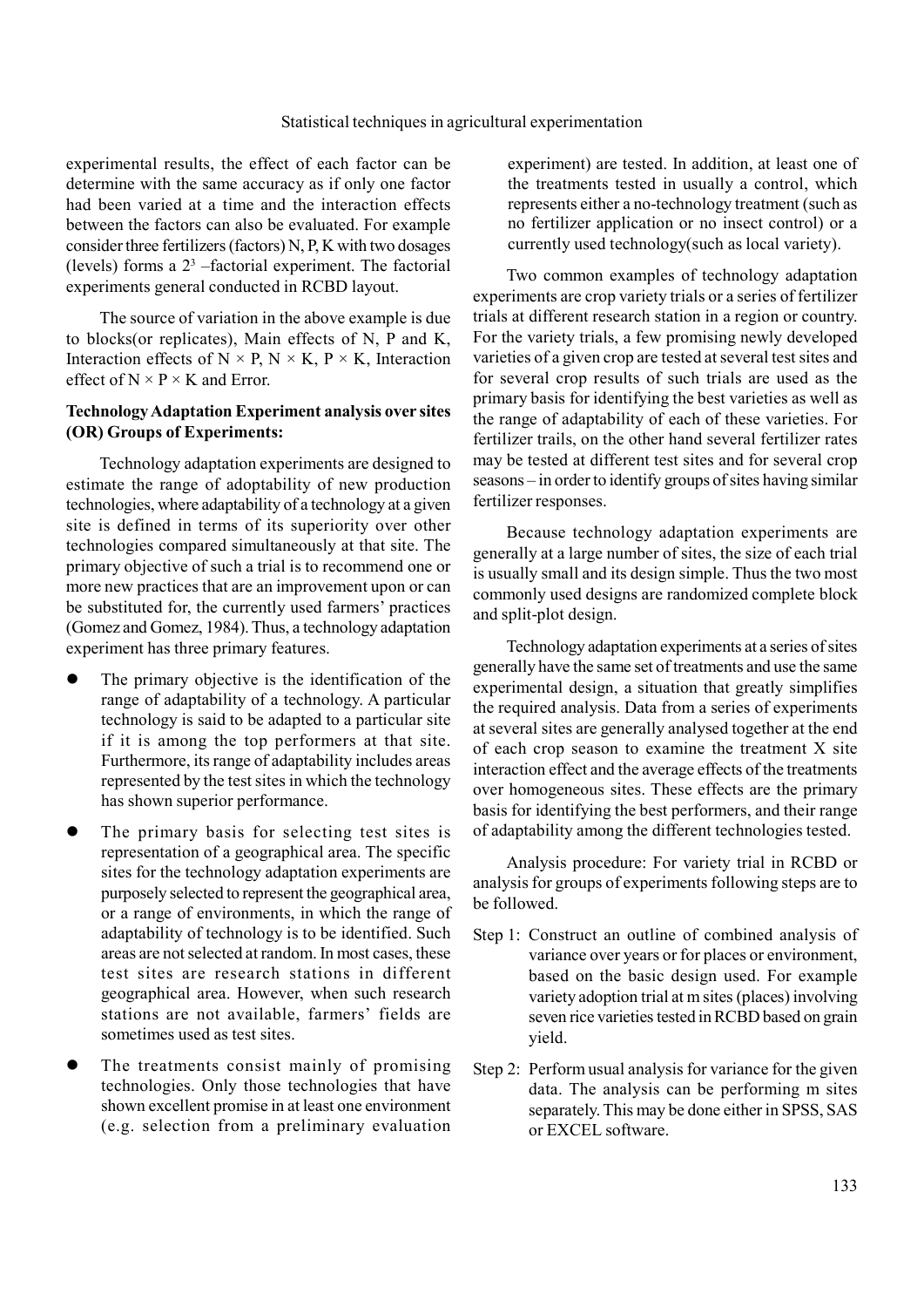experimental results, the effect of each factor can be determine with the same accuracy as if only one factor had been varied at a time and the interaction effects between the factors can also be evaluated. For example consider three fertilizers (factors) N, P, K with two dosages (levels) forms a $2^3$ –factorial experiment. The factorial experiments general conducted in RCBD layout.

The source of variation in the above example is due to blocks(or replicates), Main effects of N, P and K, Interaction effects of N × P, N × K, P × K, Interaction effect of N × P × K and Error.

**Technology Adaptation Experiment analysis over sites (OR) Groups of Experiments:**

Technology adaptation experiments are designed to estimate the range of adoptability of new production technologies, where adaptability of a technology at a given site is defined in terms of its superiority over other technologies compared simultaneously at that site. The primary objective of such a trial is to recommend one or more new practices that are an improvement upon or can be substituted for, the currently used farmers' practices (Gomez and Gomez, 1984). Thus, a technology adaptation experiment has three primary features.

- The primary objective is the identification of the range of adaptability of a technology. A particular technology is said to be adapted to a particular site if it is among the top performers at that site. Furthermore, its range of adaptability includes areas represented by the test sites in which the technology has shown superior performance.
- The primary basis for selecting test sites is representation of a geographical area. The specific sites for the technology adaptation experiments are purposely selected to represent the geographical area, or a range of environments, in which the range of adaptability of technology is to be identified. Such areas are not selected at random. In most cases, these test sites are research stations in different geographical area. However, when such research stations are not available, farmers' fields are sometimes used as test sites.
- The treatments consist mainly of promising technologies. Only those technologies that have shown excellent promise in at least one environment (e.g. selection from a preliminary evaluation experiment) are tested. In addition, at least one of the treatments tested in usually a control, which represents either a no-technology treatment (such as no fertilizer application or no insect control) or a currently used technology(such as local variety).

Two common examples of technology adaptation experiments are crop variety trials or a series of fertilizer trials at different research station in a region or country. For the variety trials, a few promising newly developed varieties of a given crop are tested at several test sites and for several crop results of such trials are used as the primary basis for identifying the best varieties as well as the range of adaptability of each of these varieties. For fertilizer trails, on the other hand several fertilizer rates may be tested at different test sites and for several crop seasons – in order to identify groups of sites having similar fertilizer responses.

Because technology adaptation experiments are generally at a large number of sites, the size of each trial is usually small and its design simple. Thus the two most commonly used designs are randomized complete block and split-plot design.

Technology adaptation experiments at a series of sites generally have the same set of treatments and use the same experimental design, a situation that greatly simplifies the required analysis. Data from a series of experiments at several sites are generally analysed together at the end of each crop season to examine the treatment X site interaction effect and the average effects of the treatments over homogeneous sites. These effects are the primary basis for identifying the best performers, and their range of adaptability among the different technologies tested.

Analysis procedure: For variety trial in RCBD or analysis for groups of experiments following steps are to be followed.

Step 1: Construct an outline of combined analysis of variance over years or for places or environment, based on the basic design used. For example variety adoption trial at m sites (places) involving seven rice varieties tested in RCBD based on grain yield.

Step 2: Perform usual analysis for variance for the given data. The analysis can be performing m sites separately. This may be done either in SPSS, SAS or EXCEL software.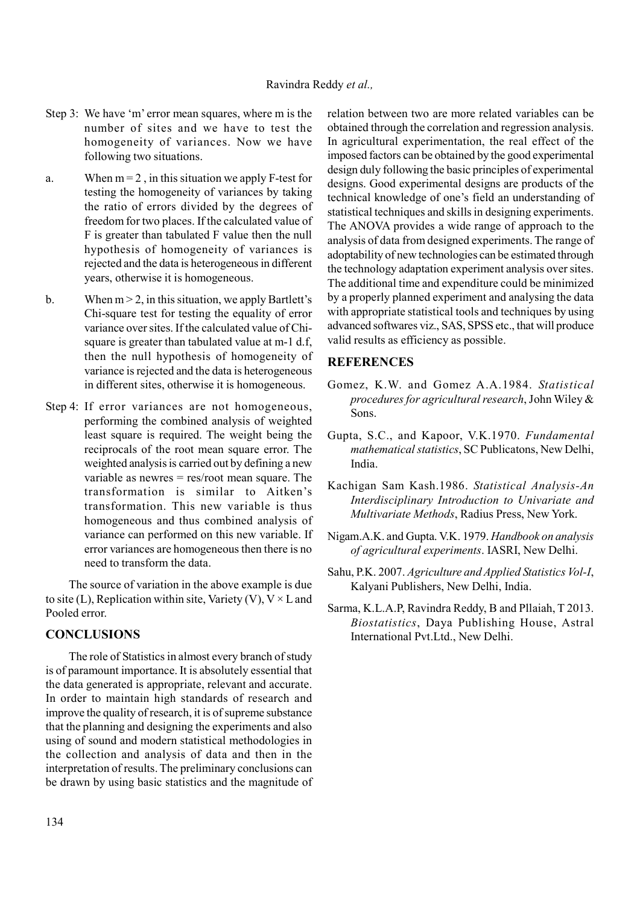Step 3: We have 'm' error mean squares, where m is the number of sites and we have to test the homogeneity of variances. Now we have following two situations.

a. When m = 2 , in this situation we apply F-test for testing the homogeneity of variances by taking the ratio of errors divided by the degrees of freedom for two places. If the calculated value of F is greater than tabulated F value then the null hypothesis of homogeneity of variances is rejected and the data is heterogeneous in different years, otherwise it is homogeneous.

b. When m > 2, in this situation, we apply Bartlett's Chi-square test for testing the equality of error variance over sites. If the calculated value of Chi-square is greater than tabulated value at m-1 d.f, then the null hypothesis of homogeneity of variance is rejected and the data is heterogeneous in different sites, otherwise it is homogeneous.

Step 4: If error variances are not homogeneous, performing the combined analysis of weighted least square is required. The weight being the reciprocals of the root mean square error. The weighted analysis is carried out by defining a new variable as newres = res/root mean square. The transformation is similar to Aitken's transformation. This new variable is thus homogeneous and thus combined analysis of variance can performed on this new variable. If error variances are homogeneous then there is no need to transform the data.

The source of variation in the above example is due to site (L), Replication within site, Variety (V), V × L and Pooled error.

## CONCLUSIONS

The role of Statistics in almost every branch of study is of paramount importance. It is absolutely essential that the data generated is appropriate, relevant and accurate. In order to maintain high standards of research and improve the quality of research, it is of supreme substance that the planning and designing the experiments and also using of sound and modern statistical methodologies in the collection and analysis of data and then in the interpretation of results. The preliminary conclusions can be drawn by using basic statistics and the magnitude of relation between two are more related variables can be obtained through the correlation and regression analysis. In agricultural experimentation, the real effect of the imposed factors can be obtained by the good experimental design duly following the basic principles of experimental designs. Good experimental designs are products of the technical knowledge of one's field an understanding of statistical techniques and skills in designing experiments. The ANOVA provides a wide range of approach to the analysis of data from designed experiments. The range of adoptability of new technologies can be estimated through the technology adaptation experiment analysis over sites. The additional time and expenditure could be minimized by a properly planned experiment and analysing the data with appropriate statistical tools and techniques by using advanced softwares viz., SAS, SPSS etc., that will produce valid results as efficiency as possible.

## REFERENCES

Gomez, K.W. and Gomez A.A.1984. *Statistical procedures for agricultural research*, John Wiley & Sons.

Gupta, S.C., and Kapoor, V.K.1970. *Fundamental mathematical statistics*, SC Publicatons, New Delhi, India.

Kachigan Sam Kash.1986. *Statistical Analysis-An Interdisciplinary Introduction to Univariate and Multivariate Methods*, Radius Press, New York.

Nigam.A.K. and Gupta. V.K. 1979. *Handbook on analysis of agricultural experiments*. IASRI, New Delhi.

Sahu, P.K. 2007. *Agriculture and Applied Statistics Vol-I*, Kalyani Publishers, New Delhi, India.

Sarma, K.L.A.P, Ravindra Reddy, B and Pllaiah, T 2013. *Biostatistics*, Daya Publishing House, Astral International Pvt.Ltd., New Delhi.